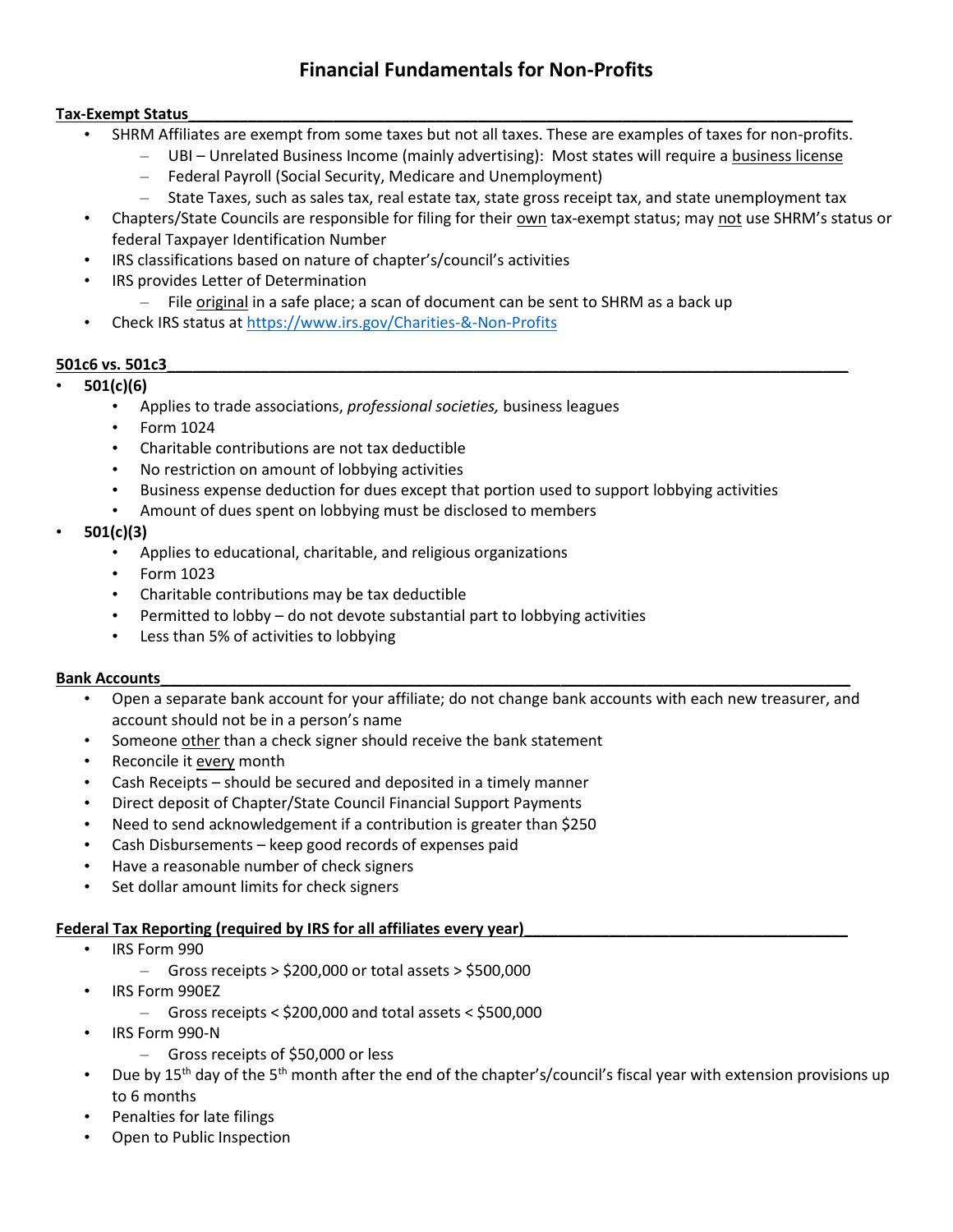# Financial Fundamentals for Non-Profits

## Tax-Exempt Status

- SHRM Affiliates are exempt from some taxes but not all taxes. These are examples of taxes for non-profits.
  - UBI – Unrelated Business Income (mainly advertising): Most states will require a business license
  - Federal Payroll (Social Security, Medicare and Unemployment)
  - State Taxes, such as sales tax, real estate tax, state gross receipt tax, and state unemployment tax
- Chapters/State Councils are responsible for filing for their own tax-exempt status; may not use SHRM's status or federal Taxpayer Identification Number
- IRS classifications based on nature of chapter's/council's activities
- IRS provides Letter of Determination
  - File original in a safe place; a scan of document can be sent to SHRM as a back up
- Check IRS status at https://www.irs.gov/Charities-&-Non-Profits

## 501c6 vs. 501c3

- **501(c)(6)**
  - Applies to trade associations, *professional societies,* business leagues
  - Form 1024
  - Charitable contributions are not tax deductible
  - No restriction on amount of lobbying activities
  - Business expense deduction for dues except that portion used to support lobbying activities
  - Amount of dues spent on lobbying must be disclosed to members
- **501(c)(3)**
  - Applies to educational, charitable, and religious organizations
  - Form 1023
  - Charitable contributions may be tax deductible
  - Permitted to lobby – do not devote substantial part to lobbying activities
  - Less than 5% of activities to lobbying

## Bank Accounts

- Open a separate bank account for your affiliate; do not change bank accounts with each new treasurer, and account should not be in a person's name
- Someone other than a check signer should receive the bank statement
- Reconcile it every month
- Cash Receipts – should be secured and deposited in a timely manner
- Direct deposit of Chapter/State Council Financial Support Payments
- Need to send acknowledgement if a contribution is greater than $250
- Cash Disbursements – keep good records of expenses paid
- Have a reasonable number of check signers
- Set dollar amount limits for check signers

## Federal Tax Reporting (required by IRS for all affiliates every year)

- IRS Form 990
  - Gross receipts > $200,000 or total assets > $500,000
- IRS Form 990EZ
  - Gross receipts < $200,000 and total assets < $500,000
- IRS Form 990-N
  - Gross receipts of $50,000 or less
- Due by 15th day of the 5th month after the end of the chapter's/council's fiscal year with extension provisions up to 6 months
- Penalties for late filings
- Open to Public Inspection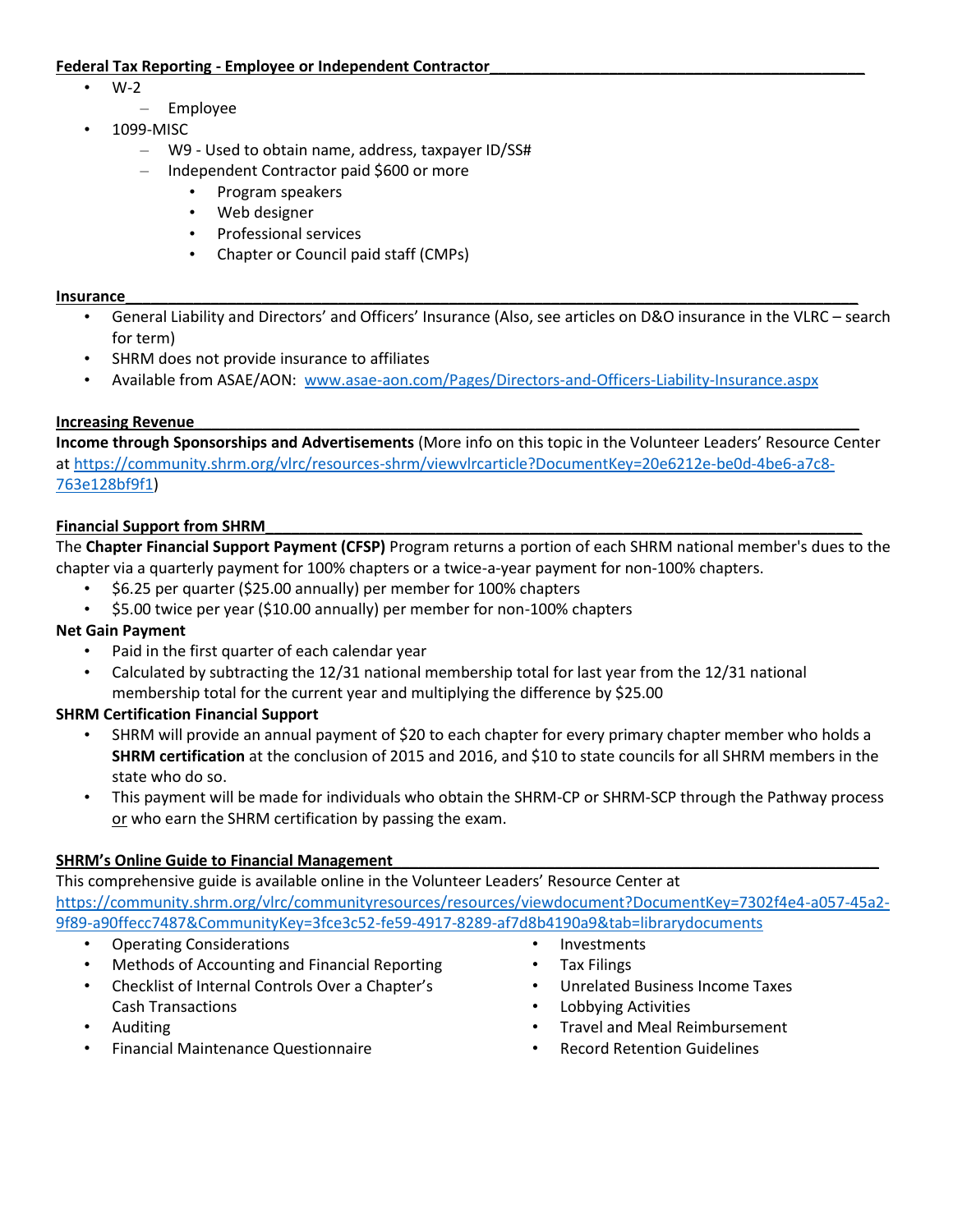**Federal Tax Reporting - Employee or Independent Contractor**

- W-2
  - Employee
- 1099-MISC
  - W9 - Used to obtain name, address, taxpayer ID/SS#
  - Independent Contractor paid $600 or more
    - Program speakers
    - Web designer
    - Professional services
    - Chapter or Council paid staff (CMPs)

**Insurance**

- General Liability and Directors' and Officers' Insurance (Also, see articles on D&O insurance in the VLRC – search for term)
- SHRM does not provide insurance to affiliates
- Available from ASAE/AON: [www.asae-aon.com/Pages/Directors-and-Officers-Liability-Insurance.aspx](www.asae-aon.com/Pages/Directors-and-Officers-Liability-Insurance.aspx)

**Increasing Revenue**

**Income through Sponsorships and Advertisements** (More info on this topic in the Volunteer Leaders' Resource Center at [https://community.shrm.org/vlrc/resources-shrm/viewvlrcarticle?DocumentKey=20e6212e-be0d-4be6-a7c8-763e128bf9f1](https://community.shrm.org/vlrc/resources-shrm/viewvlrcarticle?DocumentKey=20e6212e-be0d-4be6-a7c8-763e128bf9f1))

**Financial Support from SHRM**

The **Chapter Financial Support Payment (CFSP)** Program returns a portion of each SHRM national member's dues to the chapter via a quarterly payment for 100% chapters or a twice-a-year payment for non-100% chapters.

- $6.25 per quarter ($25.00 annually) per member for 100% chapters
- $5.00 twice per year ($10.00 annually) per member for non-100% chapters

**Net Gain Payment**

- Paid in the first quarter of each calendar year
- Calculated by subtracting the 12/31 national membership total for last year from the 12/31 national membership total for the current year and multiplying the difference by $25.00

**SHRM Certification Financial Support**

- SHRM will provide an annual payment of $20 to each chapter for every primary chapter member who holds a **SHRM certification** at the conclusion of 2015 and 2016, and $10 to state councils for all SHRM members in the state who do so.
- This payment will be made for individuals who obtain the SHRM-CP or SHRM-SCP through the Pathway process or who earn the SHRM certification by passing the exam.

**SHRM's Online Guide to Financial Management**

This comprehensive guide is available online in the Volunteer Leaders' Resource Center at [https://community.shrm.org/vlrc/communityresources/resources/viewdocument?DocumentKey=7302f4e4-a057-45a2-9f89-a90ffecc7487&CommunityKey=3fce3c52-fe59-4917-8289-af7d8b4190a9&tab=librarydocuments](https://community.shrm.org/vlrc/communityresources/resources/viewdocument?DocumentKey=7302f4e4-a057-45a2-9f89-a90ffecc7487&CommunityKey=3fce3c52-fe59-4917-8289-af7d8b4190a9&tab=librarydocuments)

- Operating Considerations
- Methods of Accounting and Financial Reporting
- Checklist of Internal Controls Over a Chapter's Cash Transactions
- Auditing
- Financial Maintenance Questionnaire
- Investments
- Tax Filings
- Unrelated Business Income Taxes
- Lobbying Activities
- Travel and Meal Reimbursement
- Record Retention Guidelines